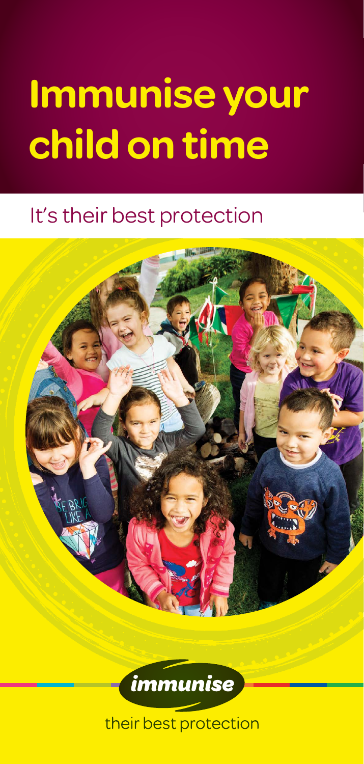# Immunise your child on time

## It's their best protection

immunise

their best protection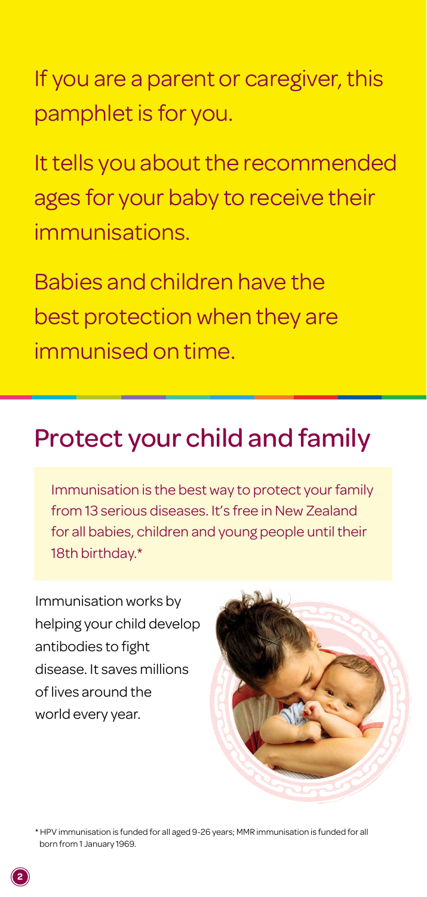If you are a parent or caregiver, this pamphlet is for you.

It tells you about the recommended ages for your baby to receive their immunisations.

Babies and children have the best protection when they are immunised on time.

## Protect your child and family

Immunisation is the best way to protect your family from 13 serious diseases. It's free in New Zealand for all babies, children and young people until their 18th birthday.*

Immunisation works by helping your child develop antibodies to fight disease. It saves millions of lives around the world every year.

\* HPV immunisation is funded for all aged 9-26 years; MMR immunisation is funded for all born from 1 January 1969.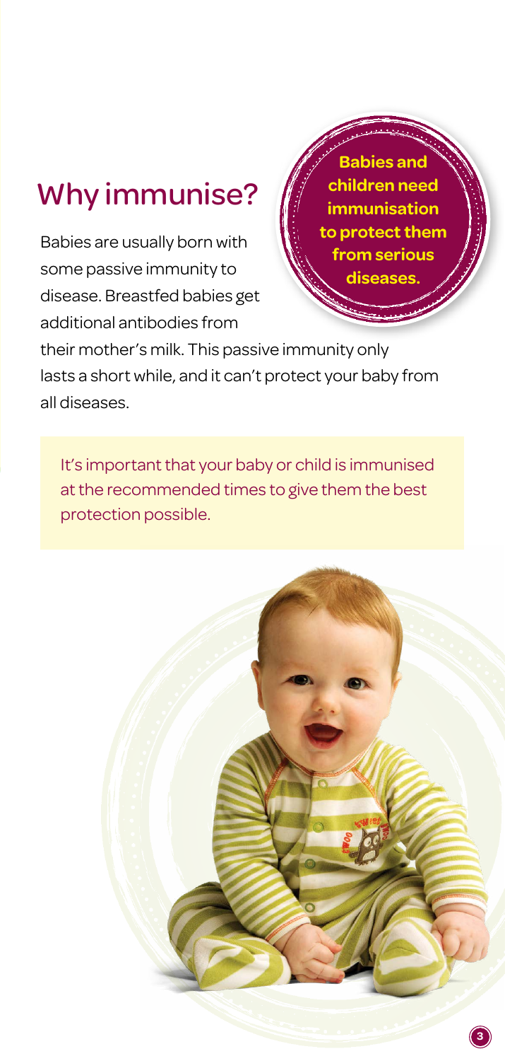# Why immunise?

**Babies and children need immunisation to protect them from serious diseases.**

Babies are usually born with some passive immunity to disease. Breastfed babies get additional antibodies from their mother's milk. This passive immunity only lasts a short while, and it can't protect your baby from all diseases.

It's important that your baby or child is immunised at the recommended times to give them the best protection possible.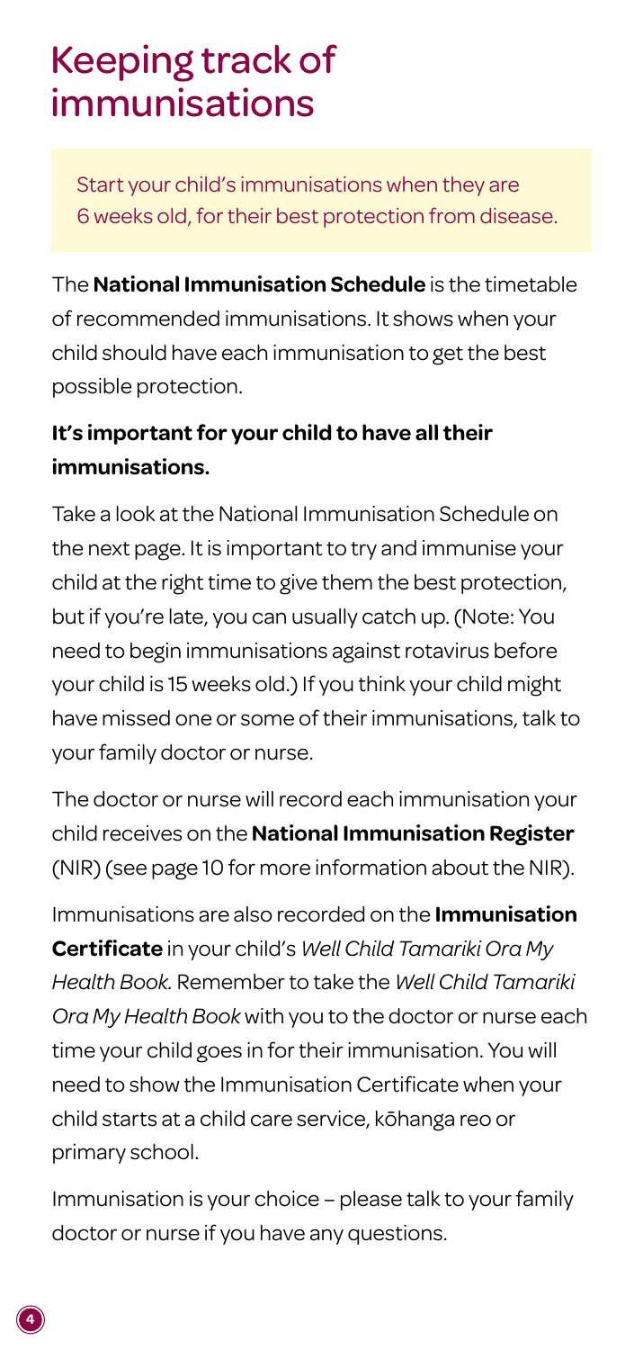# Keeping track of immunisations

Start your child's immunisations when they are 6 weeks old, for their best protection from disease.

The **National Immunisation Schedule** is the timetable of recommended immunisations. It shows when your child should have each immunisation to get the best possible protection.

**It's important for your child to have all their immunisations.**

Take a look at the National Immunisation Schedule on the next page. It is important to try and immunise your child at the right time to give them the best protection, but if you're late, you can usually catch up. (Note: You need to begin immunisations against rotavirus before your child is 15 weeks old.) If you think your child might have missed one or some of their immunisations, talk to your family doctor or nurse.

The doctor or nurse will record each immunisation your child receives on the **National Immunisation Register** (NIR) (see page 10 for more information about the NIR).

Immunisations are also recorded on the **Immunisation Certificate** in your child's *Well Child Tamariki Ora My Health Book*. Remember to take the *Well Child Tamariki Ora My Health Book* with you to the doctor or nurse each time your child goes in for their immunisation. You will need to show the Immunisation Certificate when your child starts at a child care service, kōhanga reo or primary school.

Immunisation is your choice – please talk to your family doctor or nurse if you have any questions.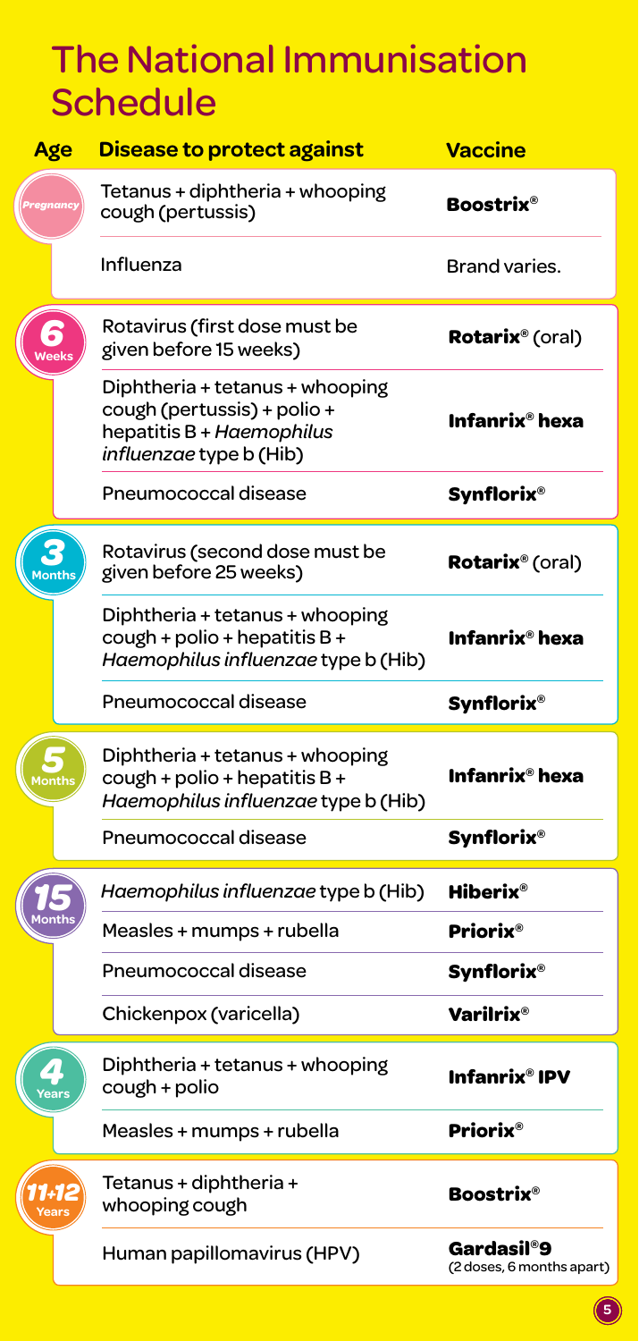# The National Immunisation Schedule

| Age | Disease to protect against | Vaccine |
| --- | --- | --- |
| *Pregnancy* | Tetanus + diphtheria + whooping cough (pertussis) | **Boostrix®** |
| | Influenza | Brand varies. |
| **6 Weeks** | Rotavirus (first dose must be given before 15 weeks) | **Rotarix®** (oral) |
| | Diphtheria + tetanus + whooping cough (pertussis) + polio + hepatitis B + *Haemophilus influenzae* type b (Hib) | **Infanrix® hexa** |
| | Pneumococcal disease | **Synflorix®** |
| **3 Months** | Rotavirus (second dose must be given before 25 weeks) | **Rotarix®** (oral) |
| | Diphtheria + tetanus + whooping cough + polio + hepatitis B + *Haemophilus influenzae* type b (Hib) | **Infanrix® hexa** |
| | Pneumococcal disease | **Synflorix®** |
| **5 Months** | Diphtheria + tetanus + whooping cough + polio + hepatitis B + *Haemophilus influenzae* type b (Hib) | **Infanrix® hexa** |
| | Pneumococcal disease | **Synflorix®** |
| **15 Months** | *Haemophilus influenzae* type b (Hib) | **Hiberix®** |
| | Measles + mumps + rubella | **Priorix®** |
| | Pneumococcal disease | **Synflorix®** |
| | Chickenpox (varicella) | **Varilrix®** |
| **4 Years** | Diphtheria + tetanus + whooping cough + polio | **Infanrix® IPV** |
| | Measles + mumps + rubella | **Priorix®** |
| **11+12 Years** | Tetanus + diphtheria + whooping cough | **Boostrix®** |
| | Human papillomavirus (HPV) | **Gardasil®9** (2 doses, 6 months apart) |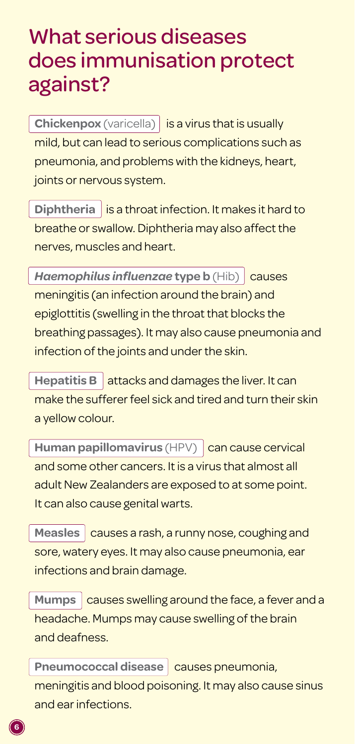# What serious diseases does immunisation protect against?

**Chickenpox** (varicella) is a virus that is usually mild, but can lead to serious complications such as pneumonia, and problems with the kidneys, heart, joints or nervous system.

**Diphtheria** is a throat infection. It makes it hard to breathe or swallow. Diphtheria may also affect the nerves, muscles and heart.

***Haemophilus influenzae* type b** (Hib) causes meningitis (an infection around the brain) and epiglottitis (swelling in the throat that blocks the breathing passages). It may also cause pneumonia and infection of the joints and under the skin.

**Hepatitis B** attacks and damages the liver. It can make the sufferer feel sick and tired and turn their skin a yellow colour.

**Human papillomavirus** (HPV) can cause cervical and some other cancers. It is a virus that almost all adult New Zealanders are exposed to at some point. It can also cause genital warts.

**Measles** causes a rash, a runny nose, coughing and sore, watery eyes. It may also cause pneumonia, ear infections and brain damage.

**Mumps** causes swelling around the face, a fever and a headache. Mumps may cause swelling of the brain and deafness.

**Pneumococcal disease** causes pneumonia, meningitis and blood poisoning. It may also cause sinus and ear infections.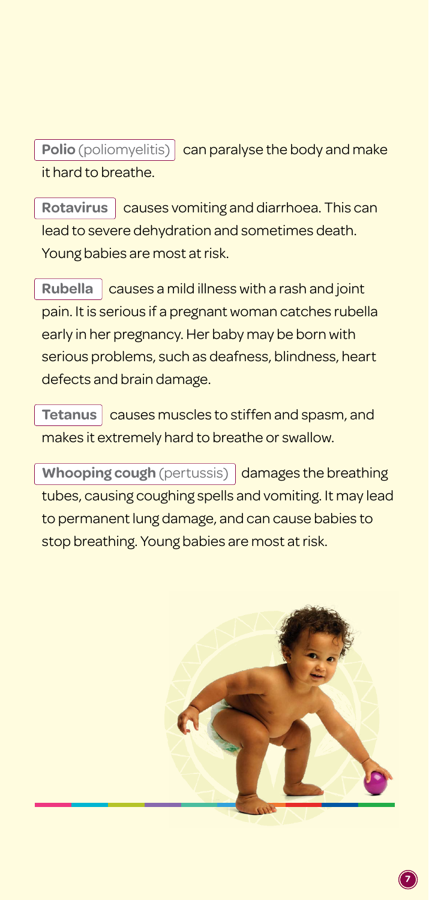**Polio** (poliomyelitis) can paralyse the body and make it hard to breathe.

**Rotavirus** causes vomiting and diarrhoea. This can lead to severe dehydration and sometimes death. Young babies are most at risk.

**Rubella** causes a mild illness with a rash and joint pain. It is serious if a pregnant woman catches rubella early in her pregnancy. Her baby may be born with serious problems, such as deafness, blindness, heart defects and brain damage.

**Tetanus** causes muscles to stiffen and spasm, and makes it extremely hard to breathe or swallow.

**Whooping cough** (pertussis) damages the breathing tubes, causing coughing spells and vomiting. It may lead to permanent lung damage, and can cause babies to stop breathing. Young babies are most at risk.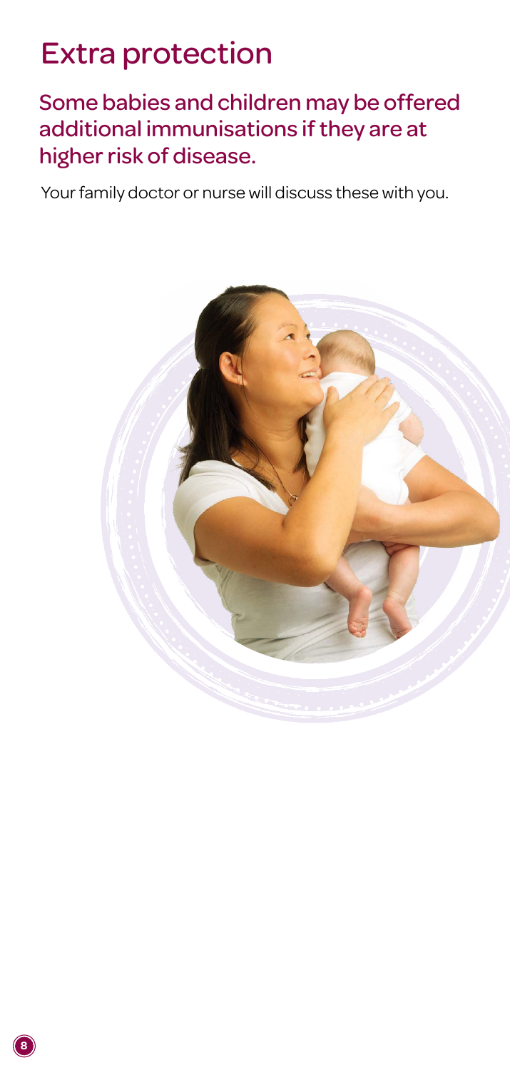# Extra protection

## Some babies and children may be offered additional immunisations if they are at higher risk of disease.

Your family doctor or nurse will discuss these with you.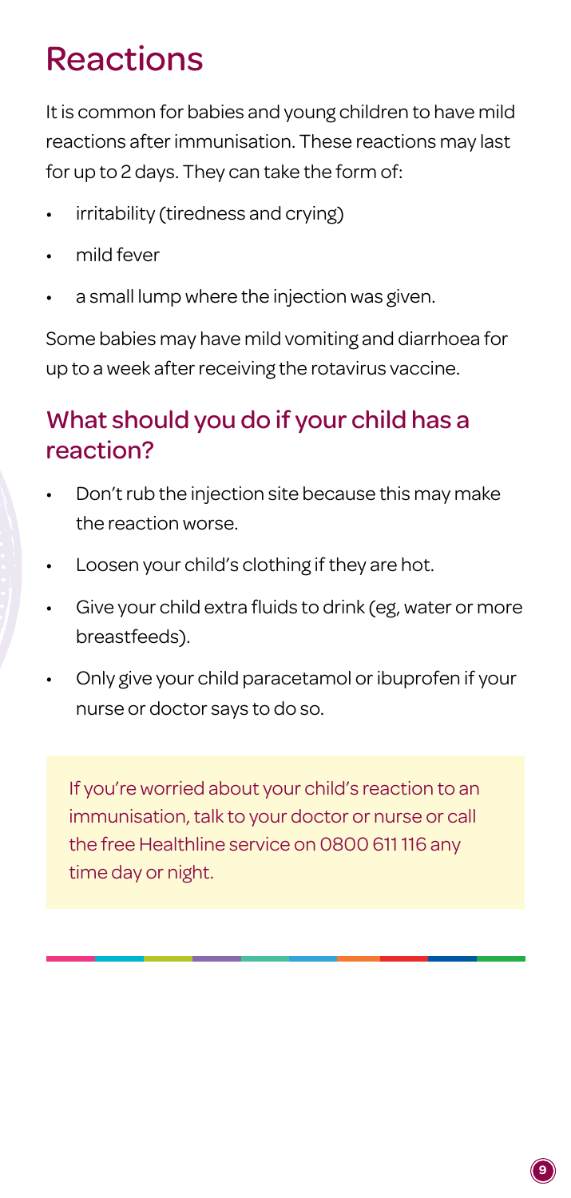# Reactions

It is common for babies and young children to have mild reactions after immunisation. These reactions may last for up to 2 days. They can take the form of:

- irritability (tiredness and crying)
- mild fever
- a small lump where the injection was given.

Some babies may have mild vomiting and diarrhoea for up to a week after receiving the rotavirus vaccine.

## What should you do if your child has a reaction?

- Don't rub the injection site because this may make the reaction worse.
- Loosen your child's clothing if they are hot.
- Give your child extra fluids to drink (eg, water or more breastfeeds).
- Only give your child paracetamol or ibuprofen if your nurse or doctor says to do so.

If you're worried about your child's reaction to an immunisation, talk to your doctor or nurse or call the free Healthline service on 0800 611 116 any time day or night.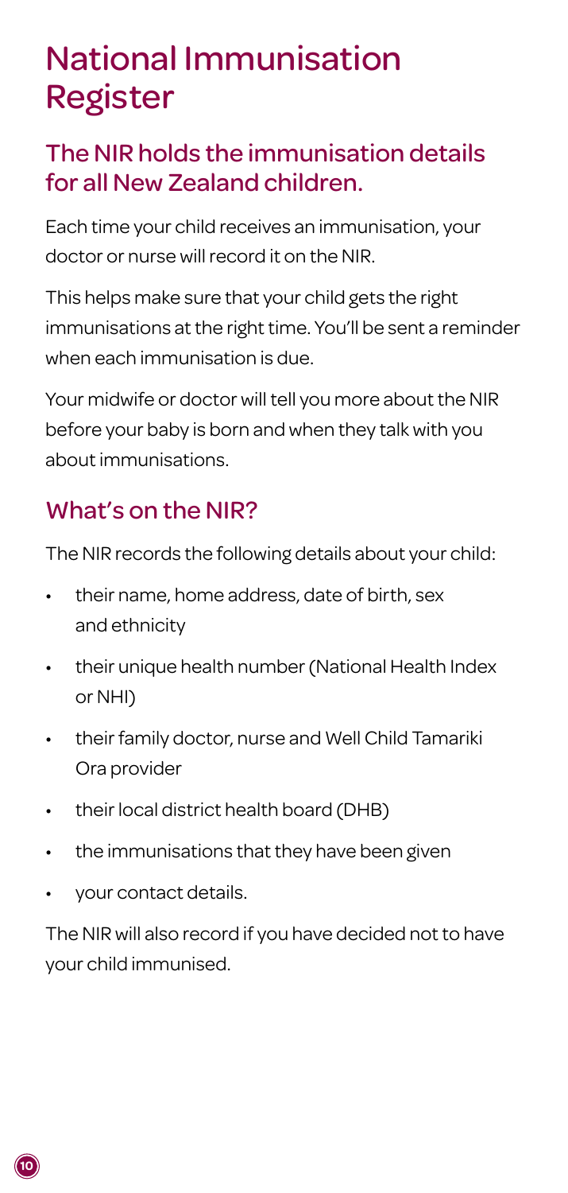# National Immunisation Register

## The NIR holds the immunisation details for all New Zealand children.

Each time your child receives an immunisation, your doctor or nurse will record it on the NIR.

This helps make sure that your child gets the right immunisations at the right time. You'll be sent a reminder when each immunisation is due.

Your midwife or doctor will tell you more about the NIR before your baby is born and when they talk with you about immunisations.

## What's on the NIR?

The NIR records the following details about your child:

- their name, home address, date of birth, sex and ethnicity
- their unique health number (National Health Index or NHI)
- their family doctor, nurse and Well Child Tamariki Ora provider
- their local district health board (DHB)
- the immunisations that they have been given
- your contact details.

The NIR will also record if you have decided not to have your child immunised.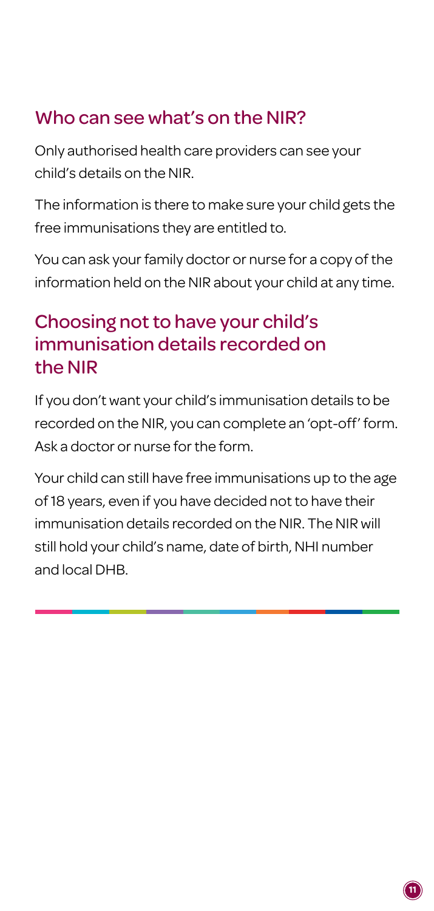## Who can see what's on the NIR?

Only authorised health care providers can see your child's details on the NIR.

The information is there to make sure your child gets the free immunisations they are entitled to.

You can ask your family doctor or nurse for a copy of the information held on the NIR about your child at any time.

## Choosing not to have your child's immunisation details recorded on the NIR

If you don't want your child's immunisation details to be recorded on the NIR, you can complete an 'opt-off' form. Ask a doctor or nurse for the form.

Your child can still have free immunisations up to the age of 18 years, even if you have decided not to have their immunisation details recorded on the NIR. The NIR will still hold your child's name, date of birth, NHI number and local DHB.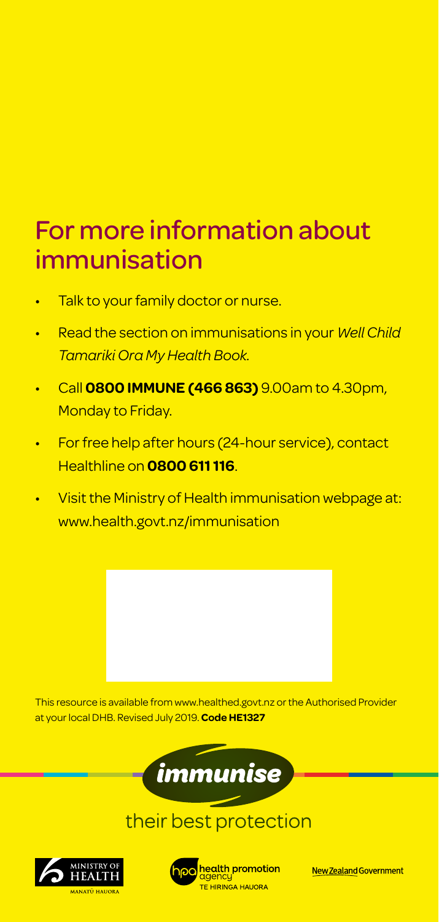## For more information about immunisation

- Talk to your family doctor or nurse.
- Read the section on immunisations in your *Well Child Tamariki Ora My Health Book.*
- Call **0800 IMMUNE (466 863)** 9.00am to 4.30pm, Monday to Friday.
- For free help after hours (24-hour service), contact Healthline on **0800 611 116**.
- Visit the Ministry of Health immunisation webpage at: www.health.govt.nz/immunisation

This resource is available from www.healthed.govt.nz or the Authorised Provider at your local DHB. Revised July 2019. **Code HE1327**

immunise

their best protection

MINISTRY OF HEALTH
MANATŪ HAUORA

health promotion agency
TE HIRINGA HAUORA

New Zealand Government